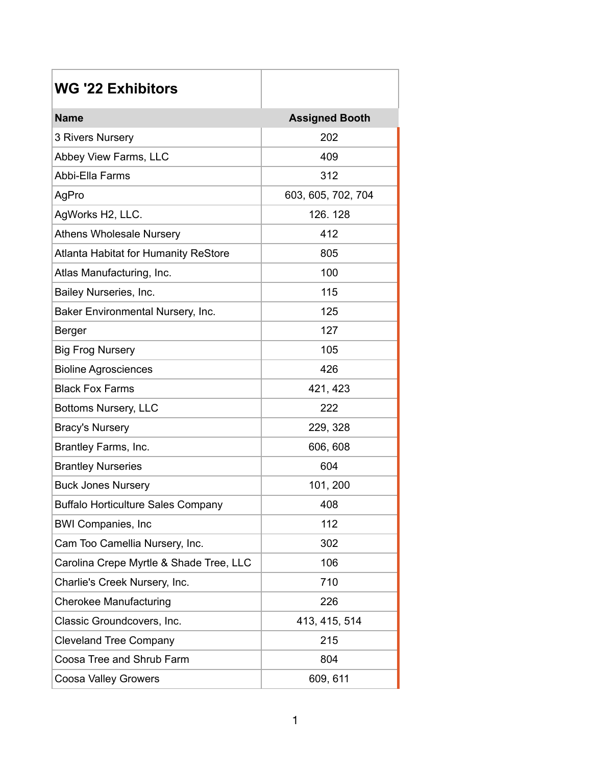## WG '22 Exhibitors

| Name | Assigned Booth |
|---|---|
| 3 Rivers Nursery | 202 |
| Abbey View Farms, LLC | 409 |
| Abbi-Ella Farms | 312 |
| AgPro | 603, 605, 702, 704 |
| AgWorks H2, LLC. | 126. 128 |
| Athens Wholesale Nursery | 412 |
| Atlanta Habitat for Humanity ReStore | 805 |
| Atlas Manufacturing, Inc. | 100 |
| Bailey Nurseries, Inc. | 115 |
| Baker Environmental Nursery, Inc. | 125 |
| Berger | 127 |
| Big Frog Nursery | 105 |
| Bioline Agrosciences | 426 |
| Black Fox Farms | 421, 423 |
| Bottoms Nursery, LLC | 222 |
| Bracy's Nursery | 229, 328 |
| Brantley Farms, Inc. | 606, 608 |
| Brantley Nurseries | 604 |
| Buck Jones Nursery | 101, 200 |
| Buffalo Horticulture Sales Company | 408 |
| BWI Companies, Inc | 112 |
| Cam Too Camellia Nursery, Inc. | 302 |
| Carolina Crepe Myrtle & Shade Tree, LLC | 106 |
| Charlie's Creek Nursery, Inc. | 710 |
| Cherokee Manufacturing | 226 |
| Classic Groundcovers, Inc. | 413, 415, 514 |
| Cleveland Tree Company | 215 |
| Coosa Tree and Shrub Farm | 804 |
| Coosa Valley Growers | 609, 611 |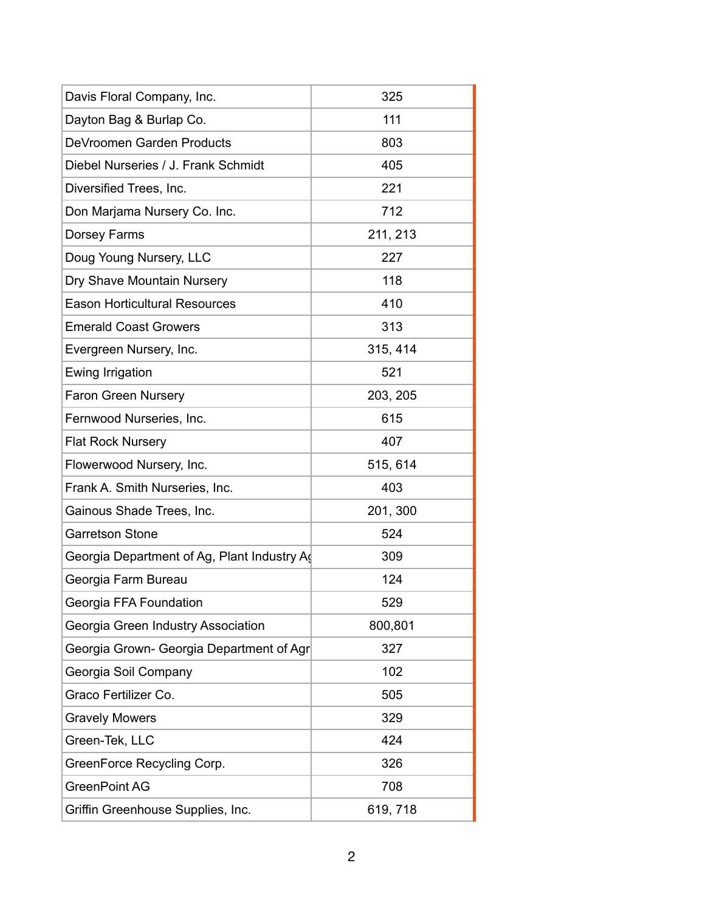| | |
|---|---|
| Davis Floral Company, Inc. | 325 |
| Dayton Bag & Burlap Co. | 111 |
| DeVroomen Garden Products | 803 |
| Diebel Nurseries / J. Frank Schmidt | 405 |
| Diversified Trees, Inc. | 221 |
| Don Marjama Nursery Co. Inc. | 712 |
| Dorsey Farms | 211, 213 |
| Doug Young Nursery, LLC | 227 |
| Dry Shave Mountain Nursery | 118 |
| Eason Horticultural Resources | 410 |
| Emerald Coast Growers | 313 |
| Evergreen Nursery, Inc. | 315, 414 |
| Ewing Irrigation | 521 |
| Faron Green Nursery | 203, 205 |
| Fernwood Nurseries, Inc. | 615 |
| Flat Rock Nursery | 407 |
| Flowerwood Nursery, Inc. | 515, 614 |
| Frank A. Smith Nurseries, Inc. | 403 |
| Gainous Shade Trees, Inc. | 201, 300 |
| Garretson Stone | 524 |
| Georgia Department of Ag, Plant Industry Ag | 309 |
| Georgia Farm Bureau | 124 |
| Georgia FFA Foundation | 529 |
| Georgia Green Industry Association | 800,801 |
| Georgia Grown- Georgia Department of Agr | 327 |
| Georgia Soil Company | 102 |
| Graco Fertilizer Co. | 505 |
| Gravely Mowers | 329 |
| Green-Tek, LLC | 424 |
| GreenForce Recycling Corp. | 326 |
| GreenPoint AG | 708 |
| Griffin Greenhouse Supplies, Inc. | 619, 718 |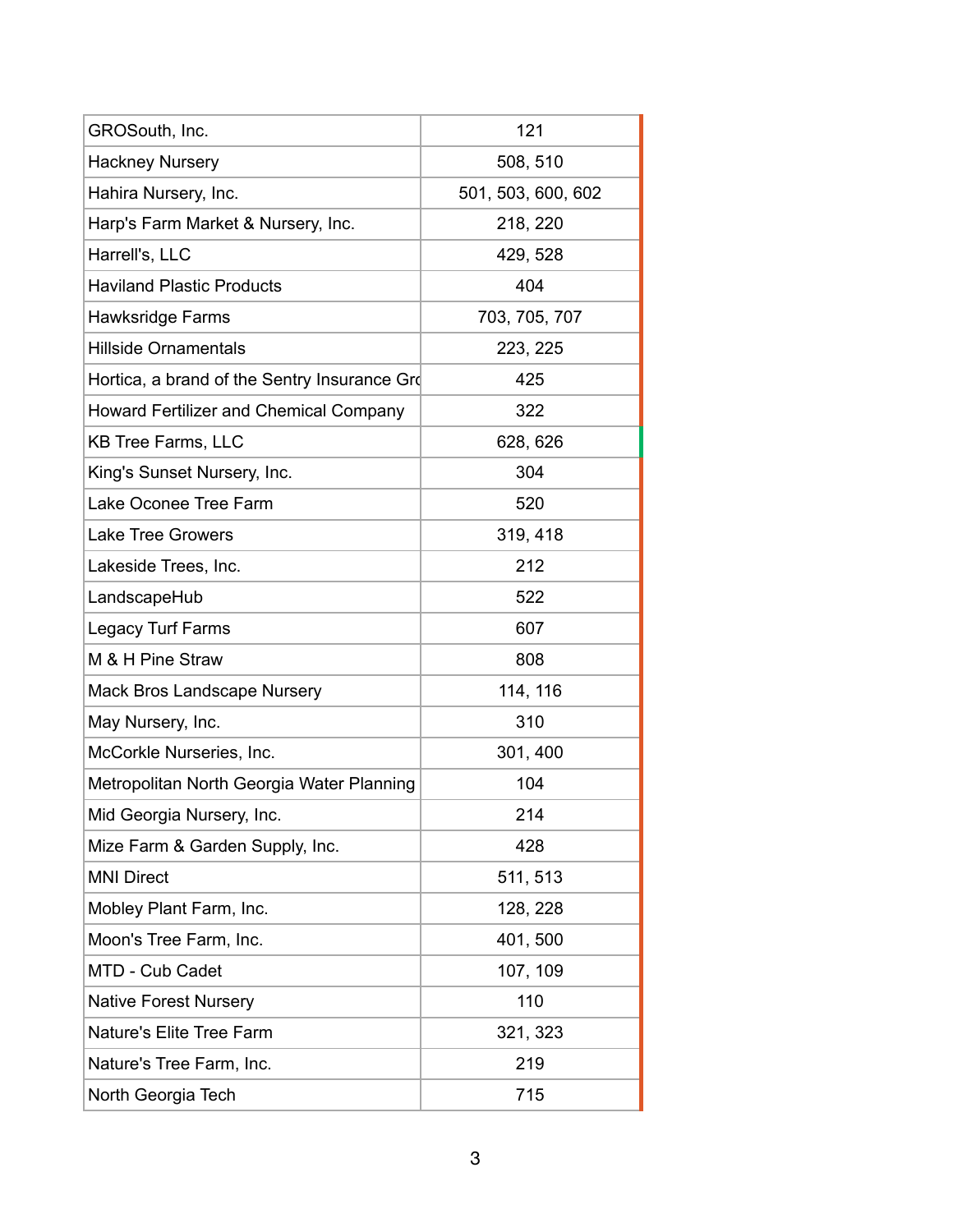| | |
|---|---|
| GROSouth, Inc. | 121 |
| Hackney Nursery | 508, 510 |
| Hahira Nursery, Inc. | 501, 503, 600, 602 |
| Harp's Farm Market & Nursery, Inc. | 218, 220 |
| Harrell's, LLC | 429, 528 |
| Haviland Plastic Products | 404 |
| Hawksridge Farms | 703, 705, 707 |
| Hillside Ornamentals | 223, 225 |
| Hortica, a brand of the Sentry Insurance Gro | 425 |
| Howard Fertilizer and Chemical Company | 322 |
| KB Tree Farms, LLC | 628, 626 |
| King's Sunset Nursery, Inc. | 304 |
| Lake Oconee Tree Farm | 520 |
| Lake Tree Growers | 319, 418 |
| Lakeside Trees, Inc. | 212 |
| LandscapeHub | 522 |
| Legacy Turf Farms | 607 |
| M & H Pine Straw | 808 |
| Mack Bros Landscape Nursery | 114, 116 |
| May Nursery, Inc. | 310 |
| McCorkle Nurseries, Inc. | 301, 400 |
| Metropolitan North Georgia Water Planning | 104 |
| Mid Georgia Nursery, Inc. | 214 |
| Mize Farm & Garden Supply, Inc. | 428 |
| MNI Direct | 511, 513 |
| Mobley Plant Farm, Inc. | 128, 228 |
| Moon's Tree Farm, Inc. | 401, 500 |
| MTD - Cub Cadet | 107, 109 |
| Native Forest Nursery | 110 |
| Nature's Elite Tree Farm | 321, 323 |
| Nature's Tree Farm, Inc. | 219 |
| North Georgia Tech | 715 |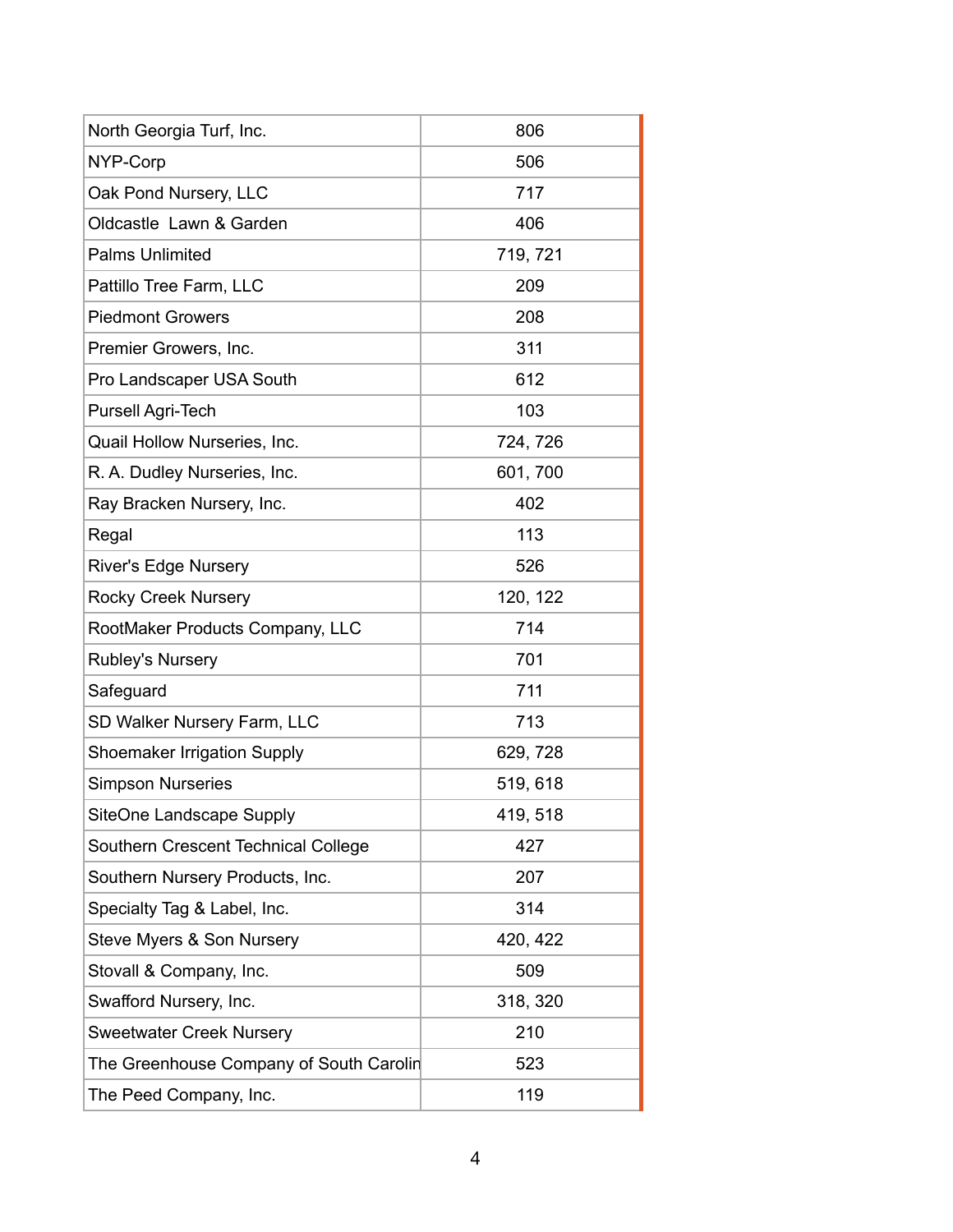| | |
|---|---|
| North Georgia Turf, Inc. | 806 |
| NYP-Corp | 506 |
| Oak Pond Nursery, LLC | 717 |
| Oldcastle  Lawn & Garden | 406 |
| Palms Unlimited | 719, 721 |
| Pattillo Tree Farm, LLC | 209 |
| Piedmont Growers | 208 |
| Premier Growers, Inc. | 311 |
| Pro Landscaper USA South | 612 |
| Pursell Agri-Tech | 103 |
| Quail Hollow Nurseries, Inc. | 724, 726 |
| R. A. Dudley Nurseries, Inc. | 601, 700 |
| Ray Bracken Nursery, Inc. | 402 |
| Regal | 113 |
| River's Edge Nursery | 526 |
| Rocky Creek Nursery | 120, 122 |
| RootMaker Products Company, LLC | 714 |
| Rubley's Nursery | 701 |
| Safeguard | 711 |
| SD Walker Nursery Farm, LLC | 713 |
| Shoemaker Irrigation Supply | 629, 728 |
| Simpson Nurseries | 519, 618 |
| SiteOne Landscape Supply | 419, 518 |
| Southern Crescent Technical College | 427 |
| Southern Nursery Products, Inc. | 207 |
| Specialty Tag & Label, Inc. | 314 |
| Steve Myers & Son Nursery | 420, 422 |
| Stovall & Company, Inc. | 509 |
| Swafford Nursery, Inc. | 318, 320 |
| Sweetwater Creek Nursery | 210 |
| The Greenhouse Company of South Carolin | 523 |
| The Peed Company, Inc. | 119 |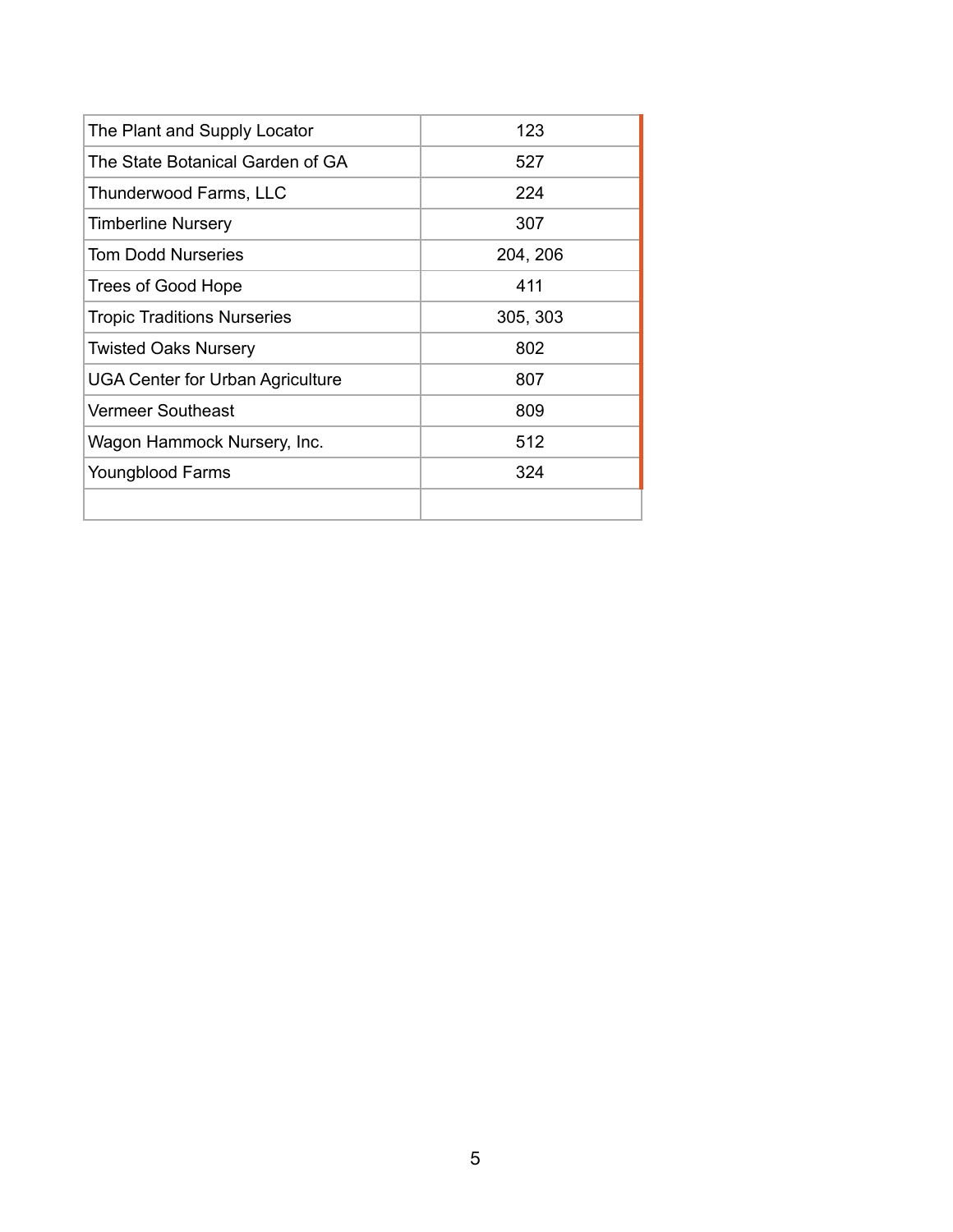| | |
|---|---|
| The Plant and Supply Locator | 123 |
| The State Botanical Garden of GA | 527 |
| Thunderwood Farms, LLC | 224 |
| Timberline Nursery | 307 |
| Tom Dodd Nurseries | 204, 206 |
| Trees of Good Hope | 411 |
| Tropic Traditions Nurseries | 305, 303 |
| Twisted Oaks Nursery | 802 |
| UGA Center for Urban Agriculture | 807 |
| Vermeer Southeast | 809 |
| Wagon Hammock Nursery, Inc. | 512 |
| Youngblood Farms | 324 |
| | |